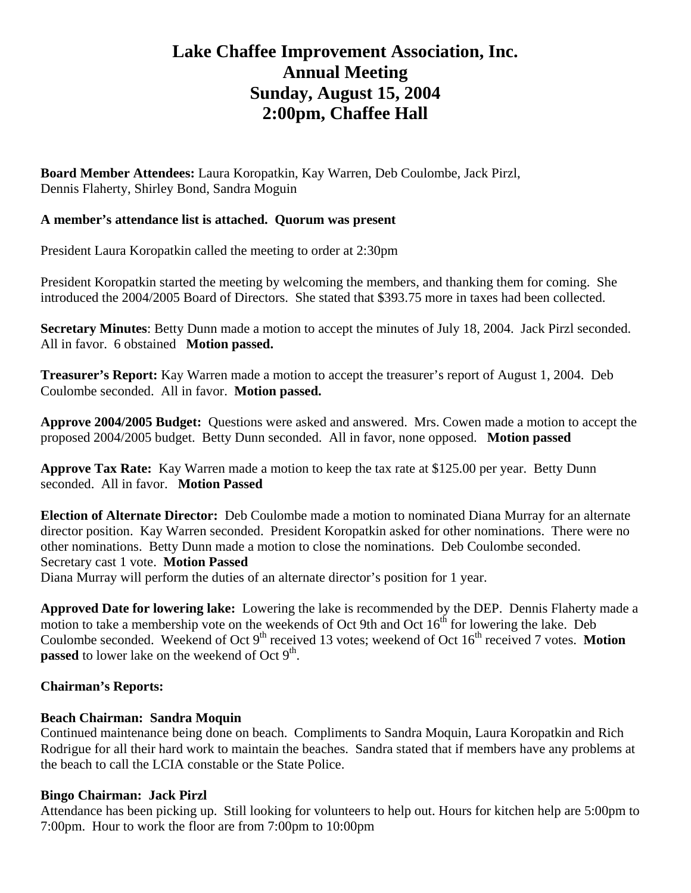# Lake Chaffee Improvement Association, Inc.
# Annual Meeting
# Sunday, August 15, 2004
# 2:00pm, Chaffee Hall

**Board Member Attendees:** Laura Koropatkin, Kay Warren, Deb Coulombe, Jack Pirzl, Dennis Flaherty, Shirley Bond, Sandra Moguin

**A member's attendance list is attached. Quorum was present**

President Laura Koropatkin called the meeting to order at 2:30pm

President Koropatkin started the meeting by welcoming the members, and thanking them for coming. She introduced the 2004/2005 Board of Directors. She stated that $393.75 more in taxes had been collected.

**Secretary Minutes**: Betty Dunn made a motion to accept the minutes of July 18, 2004. Jack Pirzl seconded. All in favor. 6 obstained **Motion passed.**

**Treasurer's Report:** Kay Warren made a motion to accept the treasurer's report of August 1, 2004. Deb Coulombe seconded. All in favor. **Motion passed.**

**Approve 2004/2005 Budget:** Questions were asked and answered. Mrs. Cowen made a motion to accept the proposed 2004/2005 budget. Betty Dunn seconded. All in favor, none opposed. **Motion passed**

**Approve Tax Rate:** Kay Warren made a motion to keep the tax rate at $125.00 per year. Betty Dunn seconded. All in favor. **Motion Passed**

**Election of Alternate Director:** Deb Coulombe made a motion to nominated Diana Murray for an alternate director position. Kay Warren seconded. President Koropatkin asked for other nominations. There were no other nominations. Betty Dunn made a motion to close the nominations. Deb Coulombe seconded. Secretary cast 1 vote. **Motion Passed**
Diana Murray will perform the duties of an alternate director's position for 1 year.

**Approved Date for lowering lake:** Lowering the lake is recommended by the DEP. Dennis Flaherty made a motion to take a membership vote on the weekends of Oct 9th and Oct 16th for lowering the lake. Deb Coulombe seconded. Weekend of Oct 9th received 13 votes; weekend of Oct 16th received 7 votes. **Motion passed** to lower lake on the weekend of Oct 9th.

**Chairman's Reports:**

**Beach Chairman: Sandra Moquin**
Continued maintenance being done on beach. Compliments to Sandra Moquin, Laura Koropatkin and Rich Rodrigue for all their hard work to maintain the beaches. Sandra stated that if members have any problems at the beach to call the LCIA constable or the State Police.

**Bingo Chairman: Jack Pirzl**
Attendance has been picking up. Still looking for volunteers to help out. Hours for kitchen help are 5:00pm to 7:00pm. Hour to work the floor are from 7:00pm to 10:00pm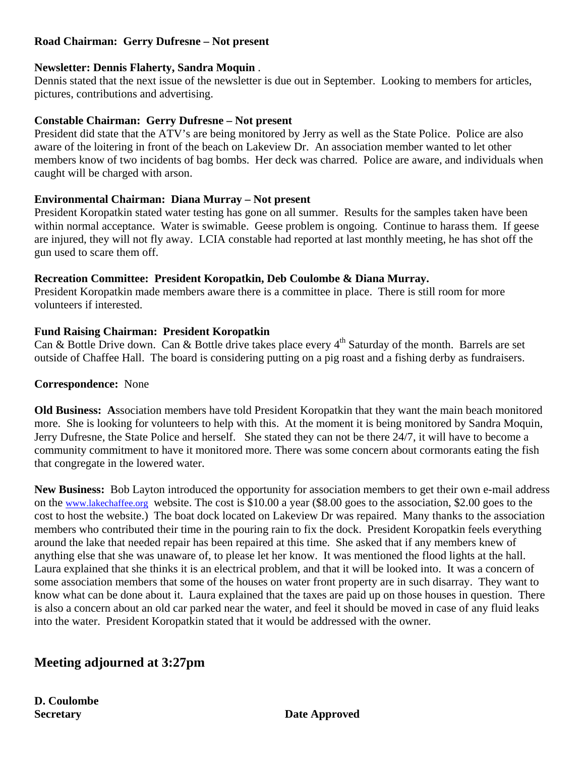**Road Chairman: Gerry Dufresne – Not present**

**Newsletter: Dennis Flaherty, Sandra Moquin** .
Dennis stated that the next issue of the newsletter is due out in September. Looking to members for articles, pictures, contributions and advertising.

**Constable Chairman: Gerry Dufresne – Not present**
President did state that the ATV's are being monitored by Jerry as well as the State Police. Police are also aware of the loitering in front of the beach on Lakeview Dr. An association member wanted to let other members know of two incidents of bag bombs. Her deck was charred. Police are aware, and individuals when caught will be charged with arson.

**Environmental Chairman: Diana Murray – Not present**
President Koropatkin stated water testing has gone on all summer. Results for the samples taken have been within normal acceptance. Water is swimable. Geese problem is ongoing. Continue to harass them. If geese are injured, they will not fly away. LCIA constable had reported at last monthly meeting, he has shot off the gun used to scare them off.

**Recreation Committee: President Koropatkin, Deb Coulombe & Diana Murray.**
President Koropatkin made members aware there is a committee in place. There is still room for more volunteers if interested.

**Fund Raising Chairman: President Koropatkin**
Can & Bottle Drive down. Can & Bottle drive takes place every 4th Saturday of the month. Barrels are set outside of Chaffee Hall. The board is considering putting on a pig roast and a fishing derby as fundraisers.

**Correspondence:** None

**Old Business: A**ssociation members have told President Koropatkin that they want the main beach monitored more. She is looking for volunteers to help with this. At the moment it is being monitored by Sandra Moquin, Jerry Dufresne, the State Police and herself. She stated they can not be there 24/7, it will have to become a community commitment to have it monitored more. There was some concern about cormorants eating the fish that congregate in the lowered water.

**New Business:** Bob Layton introduced the opportunity for association members to get their own e-mail address on the www.lakechaffee.org website. The cost is $10.00 a year ($8.00 goes to the association, $2.00 goes to the cost to host the website.) The boat dock located on Lakeview Dr was repaired. Many thanks to the association members who contributed their time in the pouring rain to fix the dock. President Koropatkin feels everything around the lake that needed repair has been repaired at this time. She asked that if any members knew of anything else that she was unaware of, to please let her know. It was mentioned the flood lights at the hall. Laura explained that she thinks it is an electrical problem, and that it will be looked into. It was a concern of some association members that some of the houses on water front property are in such disarray. They want to know what can be done about it. Laura explained that the taxes are paid up on those houses in question. There is also a concern about an old car parked near the water, and feel it should be moved in case of any fluid leaks into the water. President Koropatkin stated that it would be addressed with the owner.

## Meeting adjourned at 3:27pm

**D. Coulombe**
**Secretary** **Date Approved**